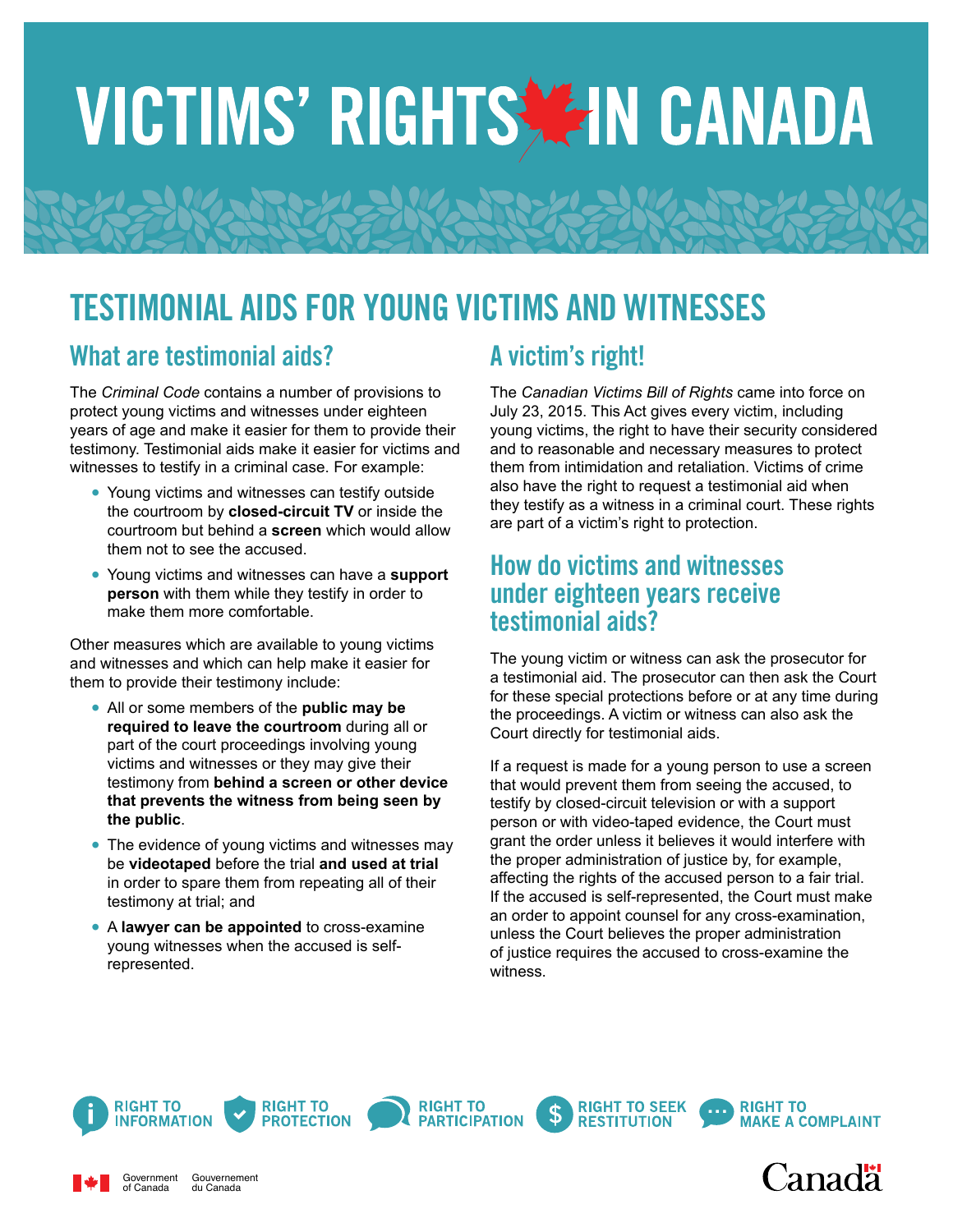# VICTIMS' RIGHTS IN CANADA

## TESTIMONIAL AIDS FOR YOUNG VICTIMS AND WITNESSES

### What are testimonial aids?

The *Criminal Code* contains a number of provisions to protect young victims and witnesses under eighteen years of age and make it easier for them to provide their testimony. Testimonial aids make it easier for victims and witnesses to testify in a criminal case. For example:

- Young victims and witnesses can testify outside the courtroom by **closed-circuit TV** or inside the courtroom but behind a **screen** which would allow them not to see the accused.
- Young victims and witnesses can have a **support person** with them while they testify in order to make them more comfortable.

Other measures which are available to young victims and witnesses and which can help make it easier for them to provide their testimony include:

- All or some members of the **public may be required to leave the courtroom** during all or part of the court proceedings involving young victims and witnesses or they may give their testimony from **behind a screen or other device that prevents the witness from being seen by the public**.
- The evidence of young victims and witnesses may be **videotaped** before the trial **and used at trial** in order to spare them from repeating all of their testimony at trial; and
- A **lawyer can be appointed** to cross-examine young witnesses when the accused is self-represented.

### A victim's right!

The *Canadian Victims Bill of Rights* came into force on July 23, 2015. This Act gives every victim, including young victims, the right to have their security considered and to reasonable and necessary measures to protect them from intimidation and retaliation. Victims of crime also have the right to request a testimonial aid when they testify as a witness in a criminal court. These rights are part of a victim's right to protection.

### How do victims and witnesses under eighteen years receive testimonial aids?

The young victim or witness can ask the prosecutor for a testimonial aid. The prosecutor can then ask the Court for these special protections before or at any time during the proceedings. A victim or witness can also ask the Court directly for testimonial aids.

If a request is made for a young person to use a screen that would prevent them from seeing the accused, to testify by closed-circuit television or with a support person or with video-taped evidence, the Court must grant the order unless it believes it would interfere with the proper administration of justice by, for example, affecting the rights of the accused person to a fair trial. If the accused is self-represented, the Court must make an order to appoint counsel for any cross-examination, unless the Court believes the proper administration of justice requires the accused to cross-examine the witness.

RIGHT TO INFORMATION | RIGHT TO PROTECTION | RIGHT TO PARTICIPATION | RIGHT TO SEEK RESTITUTION | RIGHT TO MAKE A COMPLAINT

Government of Canada / Gouvernement du Canada

Canada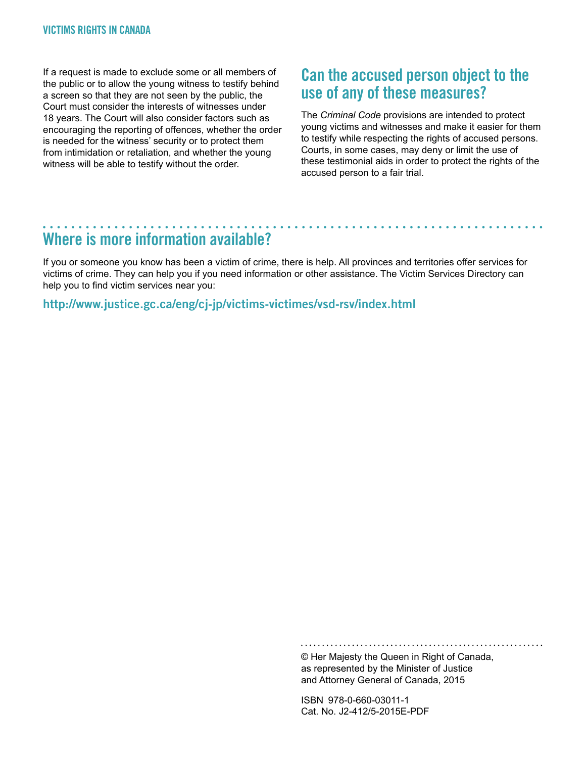If a request is made to exclude some or all members of the public or to allow the young witness to testify behind a screen so that they are not seen by the public, the Court must consider the interests of witnesses under 18 years. The Court will also consider factors such as encouraging the reporting of offences, whether the order is needed for the witness' security or to protect them from intimidation or retaliation, and whether the young witness will be able to testify without the order.

## Can the accused person object to the use of any of these measures?

The *Criminal Code* provisions are intended to protect young victims and witnesses and make it easier for them to testify while respecting the rights of accused persons. Courts, in some cases, may deny or limit the use of these testimonial aids in order to protect the rights of the accused person to a fair trial.

## Where is more information available?

If you or someone you know has been a victim of crime, there is help. All provinces and territories offer services for victims of crime. They can help you if you need information or other assistance. The Victim Services Directory can help you to find victim services near you:

**http://www.justice.gc.ca/eng/cj-jp/victims-victimes/vsd-rsv/index.html**

© Her Majesty the Queen in Right of Canada, as represented by the Minister of Justice and Attorney General of Canada, 2015

ISBN 978-0-660-03011-1
Cat. No. J2-412/5-2015E-PDF